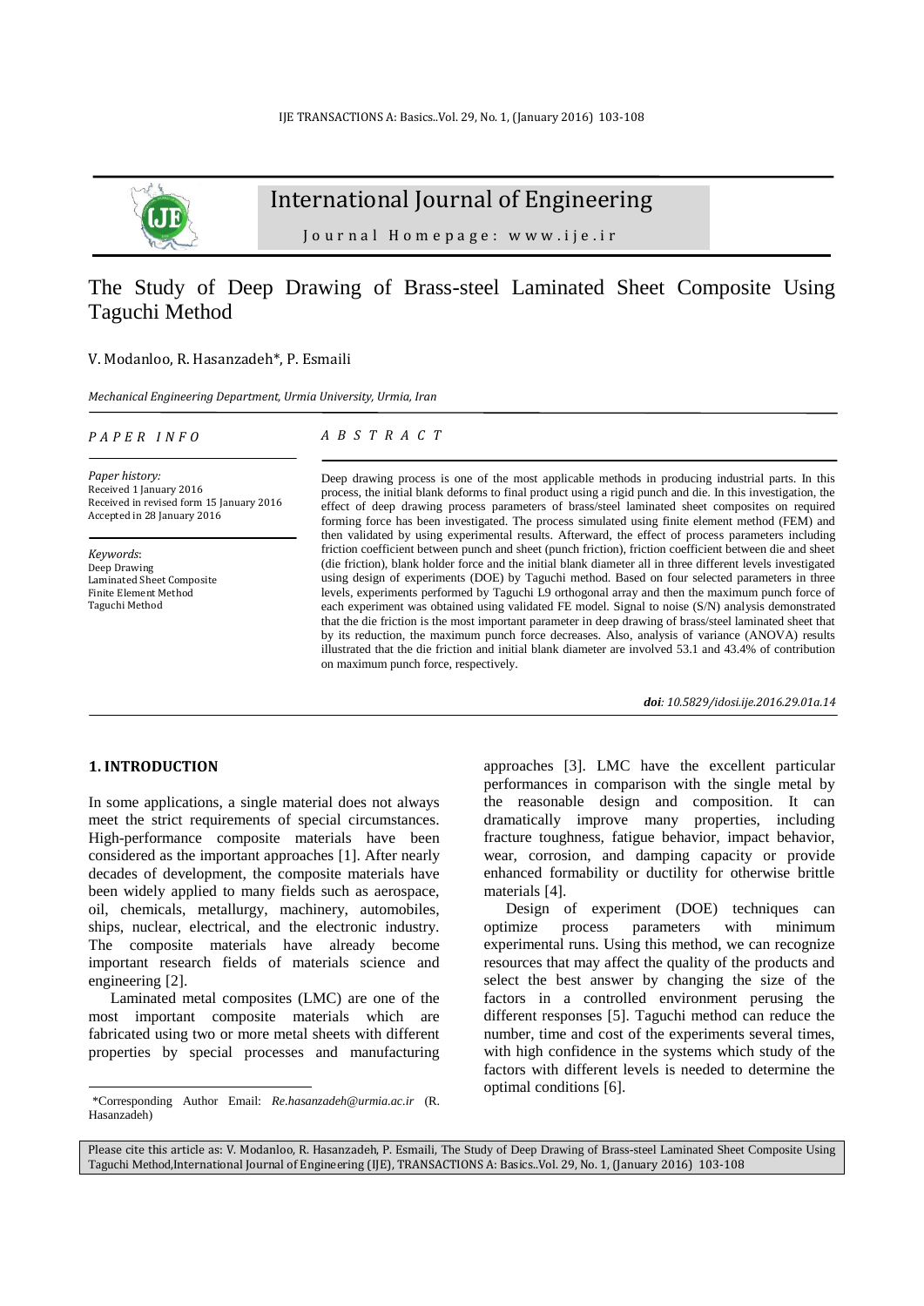# The Study of Deep Drawing of Brass-steel Laminated Sheet Composite Using Taguchi Method

V. Modanloo, R. Hasanzadeh*, P. Esmaili

*Mechanical Engineering Department, Urmia University, Urmia, Iran*

## PAPER INFO

*Paper history:*
Received 1 January 2016
Received in revised form 15 January 2016
Accepted in 28 January 2016

*Keywords*:
Deep Drawing
Laminated Sheet Composite
Finite Element Method
Taguchi Method

## ABSTRACT

Deep drawing process is one of the most applicable methods in producing industrial parts. In this process, the initial blank deforms to final product using a rigid punch and die. In this investigation, the effect of deep drawing process parameters of brass/steel laminated sheet composites on required forming force has been investigated. The process simulated using finite element method (FEM) and then validated by using experimental results. Afterward, the effect of process parameters including friction coefficient between punch and sheet (punch friction), friction coefficient between die and sheet (die friction), blank holder force and the initial blank diameter all in three different levels investigated using design of experiments (DOE) by Taguchi method. Based on four selected parameters in three levels, experiments performed by Taguchi L9 orthogonal array and then the maximum punch force of each experiment was obtained using validated FE model. Signal to noise (S/N) analysis demonstrated that the die friction is the most important parameter in deep drawing of brass/steel laminated sheet that by its reduction, the maximum punch force decreases. Also, analysis of variance (ANOVA) results illustrated that the die friction and initial blank diameter are involved 53.1 and 43.4% of contribution on maximum punch force, respectively.

***doi**: 10.5829/idosi.ije.2016.29.01a.14*

## 1. INTRODUCTION

In some applications, a single material does not always meet the strict requirements of special circumstances. High-performance composite materials have been considered as the important approaches [1]. After nearly decades of development, the composite materials have been widely applied to many fields such as aerospace, oil, chemicals, metallurgy, machinery, automobiles, ships, nuclear, electrical, and the electronic industry. The composite materials have already become important research fields of materials science and engineering [2].

Laminated metal composites (LMC) are one of the most important composite materials which are fabricated using two or more metal sheets with different properties by special processes and manufacturing approaches [3]. LMC have the excellent particular performances in comparison with the single metal by the reasonable design and composition. It can dramatically improve many properties, including fracture toughness, fatigue behavior, impact behavior, wear, corrosion, and damping capacity or provide enhanced formability or ductility for otherwise brittle materials [4].

Design of experiment (DOE) techniques can optimize process parameters with minimum experimental runs. Using this method, we can recognize resources that may affect the quality of the products and select the best answer by changing the size of the factors in a controlled environment perusing the different responses [5]. Taguchi method can reduce the number, time and cost of the experiments several times, with high confidence in the systems which study of the factors with different levels is needed to determine the optimal conditions [6].

*Corresponding Author Email: *Re.hasanzadeh@urmia.ac.ir* (R. Hasanzadeh)

Please cite this article as: V. Modanloo, R. Hasanzadeh, P. Esmaili, The Study of Deep Drawing of Brass-steel Laminated Sheet Composite Using Taguchi Method,International Journal of Engineering (IJE), TRANSACTIONS A: Basics..Vol. 29, No. 1, (January 2016) 103-108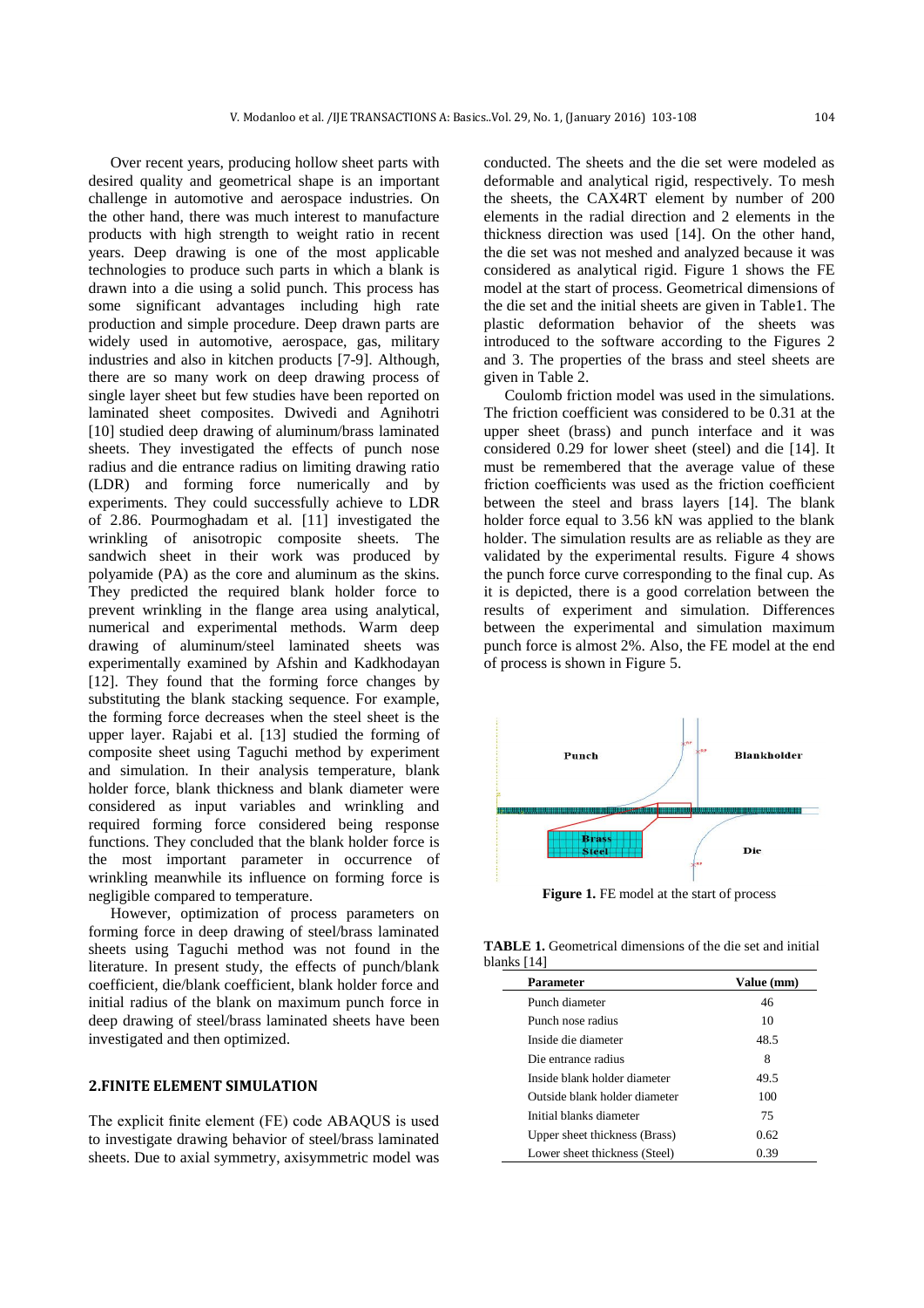Over recent years, producing hollow sheet parts with desired quality and geometrical shape is an important challenge in automotive and aerospace industries. On the other hand, there was much interest to manufacture products with high strength to weight ratio in recent years. Deep drawing is one of the most applicable technologies to produce such parts in which a blank is drawn into a die using a solid punch. This process has some significant advantages including high rate production and simple procedure. Deep drawn parts are widely used in automotive, aerospace, gas, military industries and also in kitchen products [7-9]. Although, there are so many work on deep drawing process of single layer sheet but few studies have been reported on laminated sheet composites. Dwivedi and Agnihotri [10] studied deep drawing of aluminum/brass laminated sheets. They investigated the effects of punch nose radius and die entrance radius on limiting drawing ratio (LDR) and forming force numerically and by experiments. They could successfully achieve to LDR of 2.86. Pourmoghadam et al. [11] investigated the wrinkling of anisotropic composite sheets. The sandwich sheet in their work was produced by polyamide (PA) as the core and aluminum as the skins. They predicted the required blank holder force to prevent wrinkling in the flange area using analytical, numerical and experimental methods. Warm deep drawing of aluminum/steel laminated sheets was experimentally examined by Afshin and Kadkhodayan [12]. They found that the forming force changes by substituting the blank stacking sequence. For example, the forming force decreases when the steel sheet is the upper layer. Rajabi et al. [13] studied the forming of composite sheet using Taguchi method by experiment and simulation. In their analysis temperature, blank holder force, blank thickness and blank diameter were considered as input variables and wrinkling and required forming force considered being response functions. They concluded that the blank holder force is the most important parameter in occurrence of wrinkling meanwhile its influence on forming force is negligible compared to temperature.

However, optimization of process parameters on forming force in deep drawing of steel/brass laminated sheets using Taguchi method was not found in the literature. In present study, the effects of punch/blank coefficient, die/blank coefficient, blank holder force and initial radius of the blank on maximum punch force in deep drawing of steel/brass laminated sheets have been investigated and then optimized.

## 2.FINITE ELEMENT SIMULATION

The explicit finite element (FE) code ABAQUS is used to investigate drawing behavior of steel/brass laminated sheets. Due to axial symmetry, axisymmetric model was conducted. The sheets and the die set were modeled as deformable and analytical rigid, respectively. To mesh the sheets, the CAX4RT element by number of 200 elements in the radial direction and 2 elements in the thickness direction was used [14]. On the other hand, the die set was not meshed and analyzed because it was considered as analytical rigid. Figure 1 shows the FE model at the start of process. Geometrical dimensions of the die set and the initial sheets are given in Table1. The plastic deformation behavior of the sheets was introduced to the software according to the Figures 2 and 3. The properties of the brass and steel sheets are given in Table 2.

Coulomb friction model was used in the simulations. The friction coefficient was considered to be 0.31 at the upper sheet (brass) and punch interface and it was considered 0.29 for lower sheet (steel) and die [14]. It must be remembered that the average value of these friction coefficients was used as the friction coefficient between the steel and brass layers [14]. The blank holder force equal to 3.56 kN was applied to the blank holder. The simulation results are as reliable as they are validated by the experimental results. Figure 4 shows the punch force curve corresponding to the final cup. As it is depicted, there is a good correlation between the results of experiment and simulation. Differences between the experimental and simulation maximum punch force is almost 2%. Also, the FE model at the end of process is shown in Figure 5.

**Figure 1.** FE model at the start of process

**TABLE 1.** Geometrical dimensions of the die set and initial blanks [14]

| Parameter | Value (mm) |
|---|---|
| Punch diameter | 46 |
| Punch nose radius | 10 |
| Inside die diameter | 48.5 |
| Die entrance radius | 8 |
| Inside blank holder diameter | 49.5 |
| Outside blank holder diameter | 100 |
| Initial blanks diameter | 75 |
| Upper sheet thickness (Brass) | 0.62 |
| Lower sheet thickness (Steel) | 0.39 |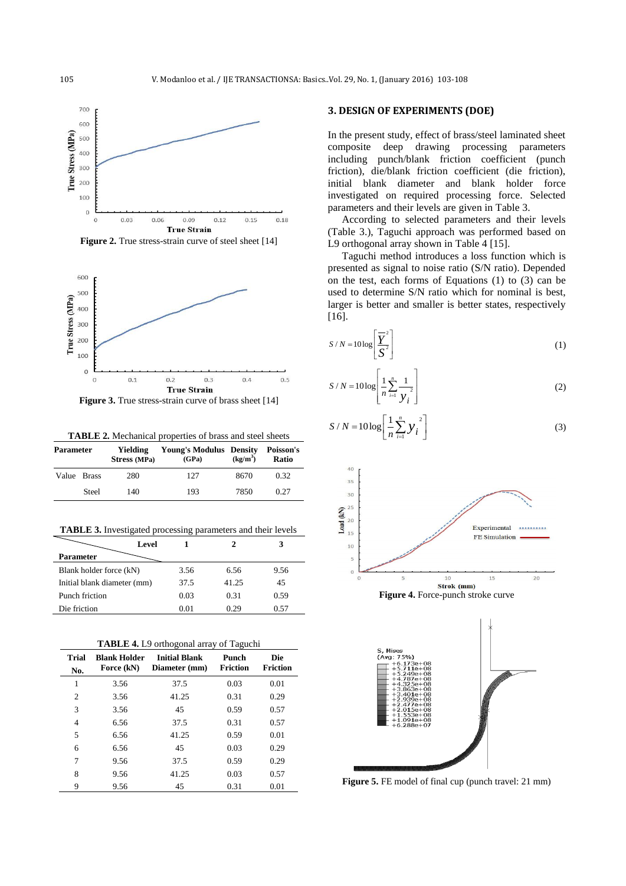Figure 2. True stress-strain curve of steel sheet [14]

Figure 3. True stress-strain curve of brass sheet [14]

**TABLE 2.** Mechanical properties of brass and steel sheets

| Parameter | | Yielding Stress (MPa) | Young's Modulus (GPa) | Density (kg/m$^3$) | Poisson's Ratio |
|---|---|---|---|---|---|
| Value | Brass | 280 | 127 | 8670 | 0.32 |
| | Steel | 140 | 193 | 7850 | 0.27 |

**TABLE 3.** Investigated processing parameters and their levels

| Parameter \ Level | 1 | 2 | 3 |
|---|---|---|---|
| Blank holder force (kN) | 3.56 | 6.56 | 9.56 |
| Initial blank diameter (mm) | 37.5 | 41.25 | 45 |
| Punch friction | 0.03 | 0.31 | 0.59 |
| Die friction | 0.01 | 0.29 | 0.57 |

**TABLE 4.** L9 orthogonal array of Taguchi

| Trial No. | Blank Holder Force (kN) | Initial Blank Diameter (mm) | Punch Friction | Die Friction |
|---|---|---|---|---|
| 1 | 3.56 | 37.5 | 0.03 | 0.01 |
| 2 | 3.56 | 41.25 | 0.31 | 0.29 |
| 3 | 3.56 | 45 | 0.59 | 0.57 |
| 4 | 6.56 | 37.5 | 0.31 | 0.57 |
| 5 | 6.56 | 41.25 | 0.59 | 0.01 |
| 6 | 6.56 | 45 | 0.03 | 0.29 |
| 7 | 9.56 | 37.5 | 0.59 | 0.29 |
| 8 | 9.56 | 41.25 | 0.03 | 0.57 |
| 9 | 9.56 | 45 | 0.31 | 0.01 |

## 3. DESIGN OF EXPERIMENTS (DOE)

In the present study, effect of brass/steel laminated sheet composite deep drawing processing parameters including punch/blank friction coefficient (punch friction), die/blank friction coefficient (die friction), initial blank diameter and blank holder force investigated on required processing force. Selected parameters and their levels are given in Table 3.

According to selected parameters and their levels (Table 3.), Taguchi approach was performed based on L9 orthogonal array shown in Table 4 [15].

Taguchi method introduces a loss function which is presented as signal to noise ratio (S/N ratio). Depended on the test, each forms of Equations (1) to (3) can be used to determine S/N ratio which for nominal is best, larger is better and smaller is better states, respectively [16].

$$S/N = 10\log\left[\frac{\overline{Y}^2}{S^2}\right] \tag{1}$$

$$S/N = 10\log\left[\frac{1}{n}\sum_{i=1}^{n}\frac{1}{y_i^2}\right] \tag{2}$$

$$S/N = 10\log\left[\frac{1}{n}\sum_{i=1}^{n}y_i^2\right] \tag{3}$$

Figure 4. Force-punch stroke curve

Figure 5. FE model of final cup (punch travel: 21 mm)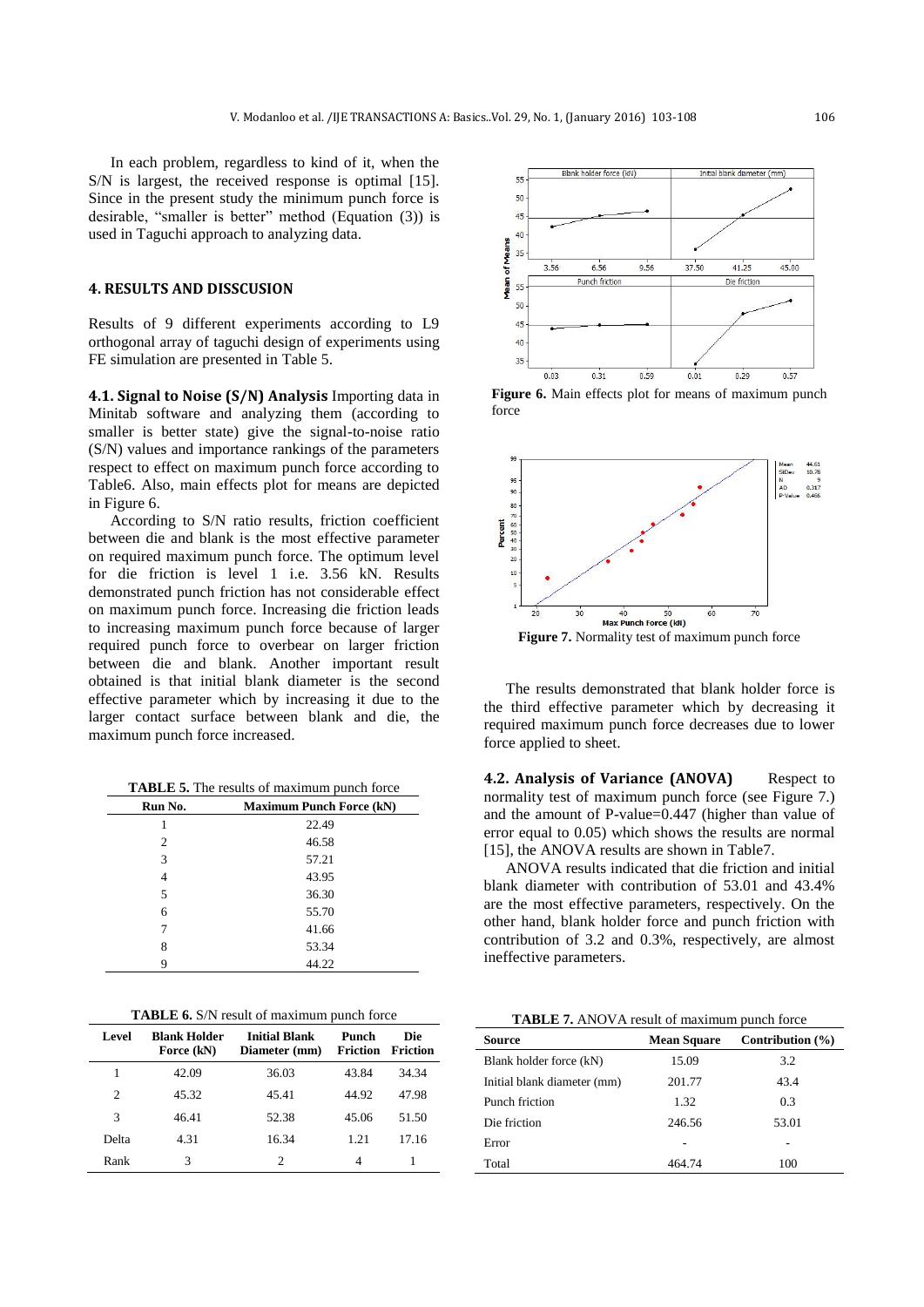In each problem, regardless to kind of it, when the S/N is largest, the received response is optimal [15]. Since in the present study the minimum punch force is desirable, "smaller is better" method (Equation (3)) is used in Taguchi approach to analyzing data.

## 4. RESULTS AND DISSCUSION

Results of 9 different experiments according to L9 orthogonal array of taguchi design of experiments using FE simulation are presented in Table 5.

**4.1. Signal to Noise (S/N) Analysis** Importing data in Minitab software and analyzing them (according to smaller is better state) give the signal-to-noise ratio (S/N) values and importance rankings of the parameters respect to effect on maximum punch force according to Table6. Also, main effects plot for means are depicted in Figure 6.

According to S/N ratio results, friction coefficient between die and blank is the most effective parameter on required maximum punch force. The optimum level for die friction is level 1 i.e. 3.56 kN. Results demonstrated punch friction has not considerable effect on maximum punch force. Increasing die friction leads to increasing maximum punch force because of larger required punch force to overbear on larger friction between die and blank. Another important result obtained is that initial blank diameter is the second effective parameter which by increasing it due to the larger contact surface between blank and die, the maximum punch force increased.

**TABLE 5.** The results of maximum punch force

| Run No. | Maximum Punch Force (kN) |
|---|---|
| 1 | 22.49 |
| 2 | 46.58 |
| 3 | 57.21 |
| 4 | 43.95 |
| 5 | 36.30 |
| 6 | 55.70 |
| 7 | 41.66 |
| 8 | 53.34 |
| 9 | 44.22 |

**TABLE 6.** S/N result of maximum punch force

| Level | Blank Holder Force (kN) | Initial Blank Diameter (mm) | Punch Friction | Die Friction |
|---|---|---|---|---|
| 1 | 42.09 | 36.03 | 43.84 | 34.34 |
| 2 | 45.32 | 45.41 | 44.92 | 47.98 |
| 3 | 46.41 | 52.38 | 45.06 | 51.50 |
| Delta | 4.31 | 16.34 | 1.21 | 17.16 |
| Rank | 3 | 2 | 4 | 1 |

**Figure 6.** Main effects plot for means of maximum punch force

**Figure 7.** Normality test of maximum punch force

The results demonstrated that blank holder force is the third effective parameter which by decreasing it required maximum punch force decreases due to lower force applied to sheet.

**4.2. Analysis of Variance (ANOVA)** Respect to normality test of maximum punch force (see Figure 7.) and the amount of P-value=0.447 (higher than value of error equal to 0.05) which shows the results are normal [15], the ANOVA results are shown in Table7.

ANOVA results indicated that die friction and initial blank diameter with contribution of 53.01 and 43.4% are the most effective parameters, respectively. On the other hand, blank holder force and punch friction with contribution of 3.2 and 0.3%, respectively, are almost ineffective parameters.

**TABLE 7.** ANOVA result of maximum punch force

| Source | Mean Square | Contribution (%) |
|---|---|---|
| Blank holder force (kN) | 15.09 | 3.2 |
| Initial blank diameter (mm) | 201.77 | 43.4 |
| Punch friction | 1.32 | 0.3 |
| Die friction | 246.56 | 53.01 |
| Error | - | - |
| Total | 464.74 | 100 |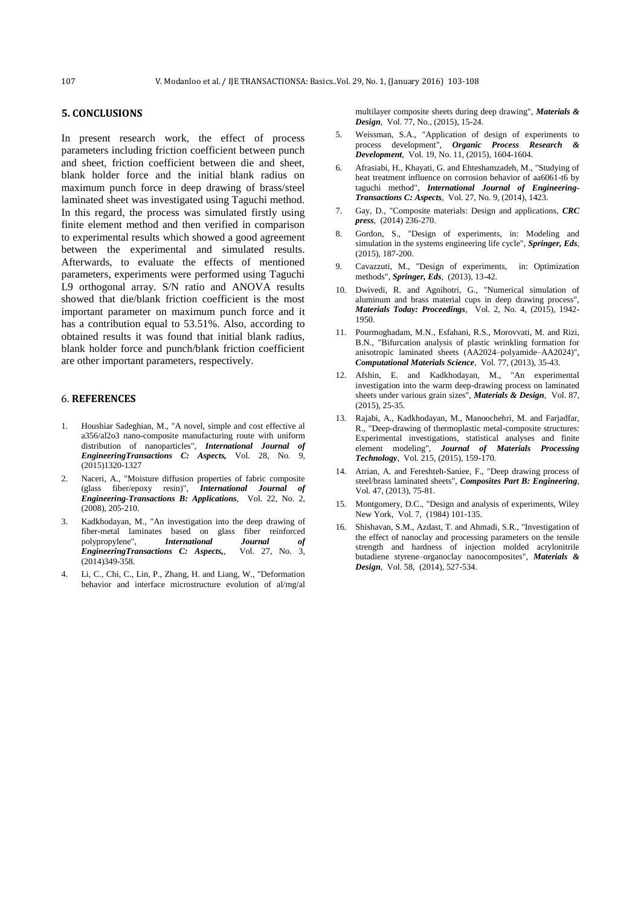## 5. CONCLUSIONS

In present research work, the effect of process parameters including friction coefficient between punch and sheet, friction coefficient between die and sheet, blank holder force and the initial blank radius on maximum punch force in deep drawing of brass/steel laminated sheet was investigated using Taguchi method. In this regard, the process was simulated firstly using finite element method and then verified in comparison to experimental results which showed a good agreement between the experimental and simulated results. Afterwards, to evaluate the effects of mentioned parameters, experiments were performed using Taguchi L9 orthogonal array. S/N ratio and ANOVA results showed that die/blank friction coefficient is the most important parameter on maximum punch force and it has a contribution equal to 53.51%. Also, according to obtained results it was found that initial blank radius, blank holder force and punch/blank friction coefficient are other important parameters, respectively.

## 6. REFERENCES

1. Houshiar Sadeghian, M., "A novel, simple and cost effective al a356/al2o3 nano-composite manufacturing route with uniform distribution of nanoparticles", ***International Journal of EngineeringTransactions C: Aspects,*** Vol. 28, No. 9, (2015)1320-1327
2. Naceri, A., "Moisture diffusion properties of fabric composite (glass fiber/epoxy resin)", ***International Journal of Engineering-Transactions B: Applications***, Vol. 22, No. 2, (2008), 205-210.
3. Kadkhodayan, M., "An investigation into the deep drawing of fiber-metal laminates based on glass fiber reinforced polypropylene", ***International Journal of EngineeringTransactions C: Aspects,***, Vol. 27, No. 3, (2014)349-358.
4. Li, C., Chi, C., Lin, P., Zhang, H. and Liang, W., "Deformation behavior and interface microstructure evolution of al/mg/al multilayer composite sheets during deep drawing", ***Materials & Design***, Vol. 77, No., (2015), 15-24.
5. Weissman, S.A., "Application of design of experiments to process development", ***Organic Process Research & Development***, Vol. 19, No. 11, (2015), 1604-1604.
6. Afrasiabi, H., Khayati, G. and Ehteshamzadeh, M., "Studying of heat treatment influence on corrosion behavior of aa6061-t6 by taguchi method", ***International Journal of Engineering-Transactions C: Aspects***, Vol. 27, No. 9, (2014), 1423.
7. Gay, D., "Composite materials: Design and applications, ***CRC press***, (2014) 236-270.
8. Gordon, S., "Design of experiments, in: Modeling and simulation in the systems engineering life cycle", ***Springer, Eds***, (2015), 187-200.
9. Cavazzuti, M., "Design of experiments, in: Optimization methods", ***Springer, Eds***, (2013), 13-42.
10. Dwivedi, R. and Agnihotri, G., "Numerical simulation of aluminum and brass material cups in deep drawing process", ***Materials Today: Proceedings***, Vol. 2, No. 4, (2015), 1942-1950.
11. Pourmoghadam, M.N., Esfahani, R.S., Morovvati, M. and Rizi, B.N., "Bifurcation analysis of plastic wrinkling formation for anisotropic laminated sheets (AA2024–polyamide–AA2024)", ***Computational Materials Science***, Vol. 77, (2013), 35-43.
12. Afshin, E. and Kadkhodayan, M., "An experimental investigation into the warm deep-drawing process on laminated sheets under various grain sizes", ***Materials & Design***, Vol. 87, (2015), 25-35.
13. Rajabi, A., Kadkhodayan, M., Manoochehri, M. and Farjadfar, R., "Deep-drawing of thermoplastic metal-composite structures: Experimental investigations, statistical analyses and finite element modeling", ***Journal of Materials Processing Technology***, Vol. 215, (2015), 159-170.
14. Atrian, A. and Fereshteh-Saniee, F., "Deep drawing process of steel/brass laminated sheets", ***Composites Part B: Engineering***, Vol. 47, (2013), 75-81.
15. Montgomery, D.C., "Design and analysis of experiments, Wiley New York, Vol. 7, (1984) 101-135.
16. Shishavan, S.M., Azdast, T. and Ahmadi, S.R., "Investigation of the effect of nanoclay and processing parameters on the tensile strength and hardness of injection molded acrylonitrile butadiene styrene–organoclay nanocomposites", ***Materials & Design***, Vol. 58, (2014), 527-534.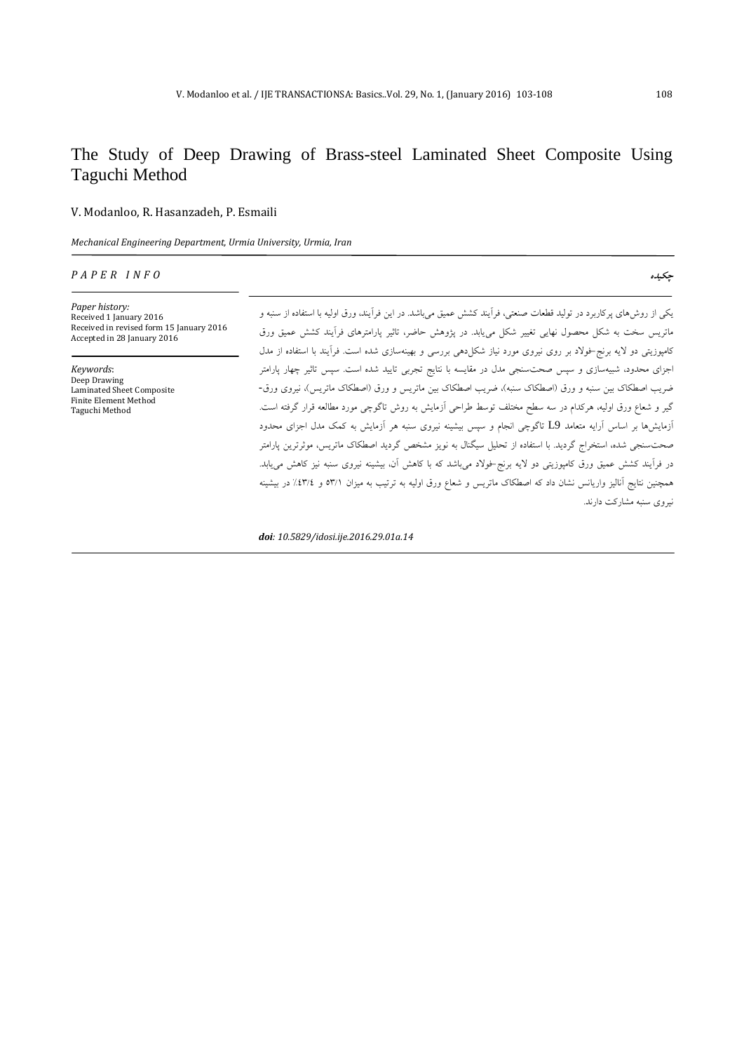# The Study of Deep Drawing of Brass-steel Laminated Sheet Composite Using Taguchi Method

V. Modanloo, R. Hasanzadeh, P. Esmaili

*Mechanical Engineering Department, Urmia University, Urmia, Iran*

*PAPER INFO*

*Paper history:*
Received 1 January 2016
Received in revised form 15 January 2016
Accepted in 28 January 2016

*Keywords*:
Deep Drawing
Laminated Sheet Composite
Finite Element Method
Taguchi Method

چکیده

یکی از روش‌های پرکاربرد در تولید قطعات صنعتی، فرآیند کشش عمیق می‌باشد. در این فرآیند، ورق اولیه با استفاده از سنبه و ماتریس سخت به شکل محصول نهایی تغییر شکل می‌یابد. در پژوهش حاضر، تاثیر پارامترهای فرآیند کشش عمیق ورق کامپوزیتی دو لایه برنج–فولاد بر روی نیروی مورد نیاز شکل‌دهی بررسی و بهینه‌سازی شده است. فرآیند با استفاده از مدل اجزای محدود، شبیه‌سازی و سپس صحت‌سنجی مدل در مقایسه با نتایج تجربی تایید شده است. سپس تاثیر چهار پارامتر ضریب اصطکاک بین سنبه و ورق (اصطکاک سنبه)، ضریب اصطکاک بین ماتریس و ورق (اصطکاک ماتریس)، نیروی ورق-گیر و شعاع ورق اولیه، هرکدام در سه سطح مختلف توسط طراحی آزمایش به روش تاگوچی مورد مطالعه قرار گرفته است. آزمایش‌ها بر اساس آرایه متعامد L9 تاگوچی انجام و سپس بیشینه نیروی سنبه هر آزمایش به کمک مدل اجزای محدود صحت‌سنجی شده، استخراج گردید. با استفاده از تحلیل سیگنال به نویز مشخص گردید اصطکاک ماتریس، موثرترین پارامتر در فرآیند کشش عمیق ورق کامپوزیتی دو لایه برنج–فولاد می‌باشد که با کاهش آن، بیشینه نیروی سنبه نیز کاهش می‌یابد. همچنین نتایج آنالیز واریانس نشان داد که اصطکاک ماتریس و شعاع ورق اولیه به ترتیب به میزان ۵۳/۱ و ۴۳/۴٪ در بیشینه نیروی سنبه مشارکت دارند.

***doi**: 10.5829/idosi.ije.2016.29.01a.14*